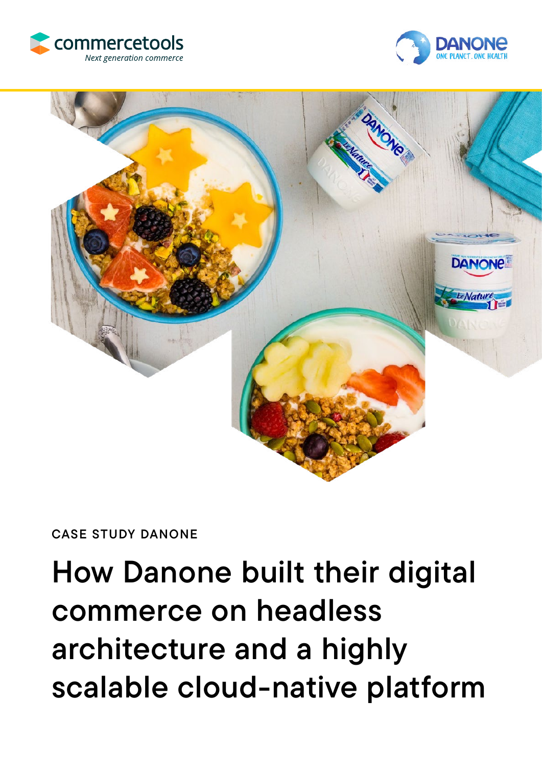commercetools
*Next generation commerce*

DANONE
ONE PLANET. ONE HEALTH

CASE STUDY DANONE

# How Danone built their digital commerce on headless architecture and a highly scalable cloud-native platform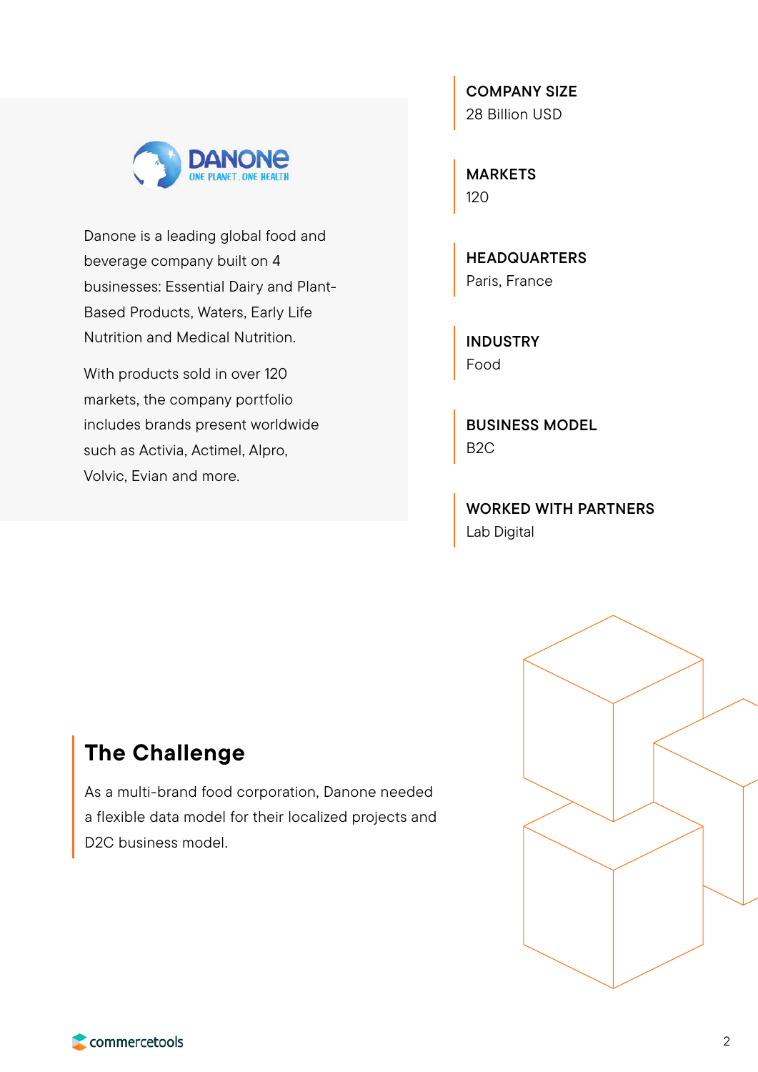Danone is a leading global food and beverage company built on 4 businesses: Essential Dairy and Plant-Based Products, Waters, Early Life Nutrition and Medical Nutrition.

With products sold in over 120 markets, the company portfolio includes brands present worldwide such as Activia, Actimel, Alpro, Volvic, Evian and more.

**COMPANY SIZE**
28 Billion USD

**MARKETS**
120

**HEADQUARTERS**
Paris, France

**INDUSTRY**
Food

**BUSINESS MODEL**
B2C

**WORKED WITH PARTNERS**
Lab Digital

## The Challenge

As a multi-brand food corporation, Danone needed a flexible data model for their localized projects and D2C business model.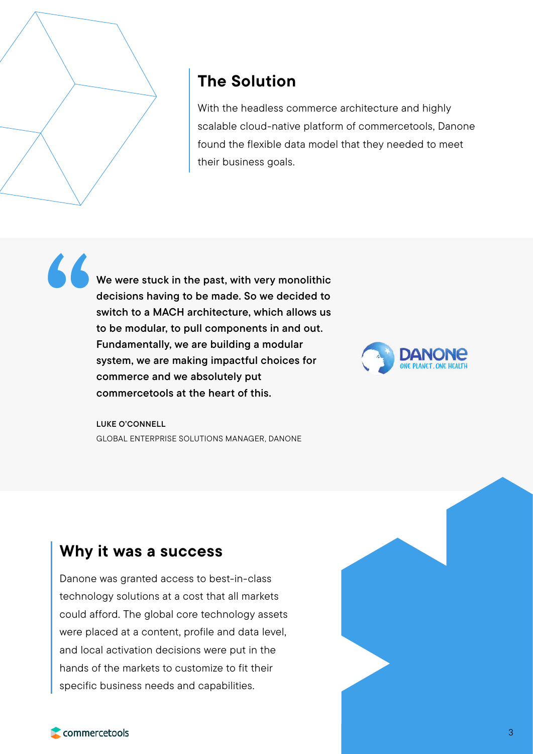## The Solution

With the headless commerce architecture and highly scalable cloud-native platform of commercetools, Danone found the flexible data model that they needed to meet their business goals.

> **We were stuck in the past, with very monolithic decisions having to be made. So we decided to switch to a MACH architecture, which allows us to be modular, to pull components in and out. Fundamentally, we are building a modular system, we are making impactful choices for commerce and we absolutely put commercetools at the heart of this.**
>
> **LUKE O'CONNELL**
> GLOBAL ENTERPRISE SOLUTIONS MANAGER, DANONE

## Why it was a success

Danone was granted access to best-in-class technology solutions at a cost that all markets could afford. The global core technology assets were placed at a content, profile and data level, and local activation decisions were put in the hands of the markets to customize to fit their specific business needs and capabilities.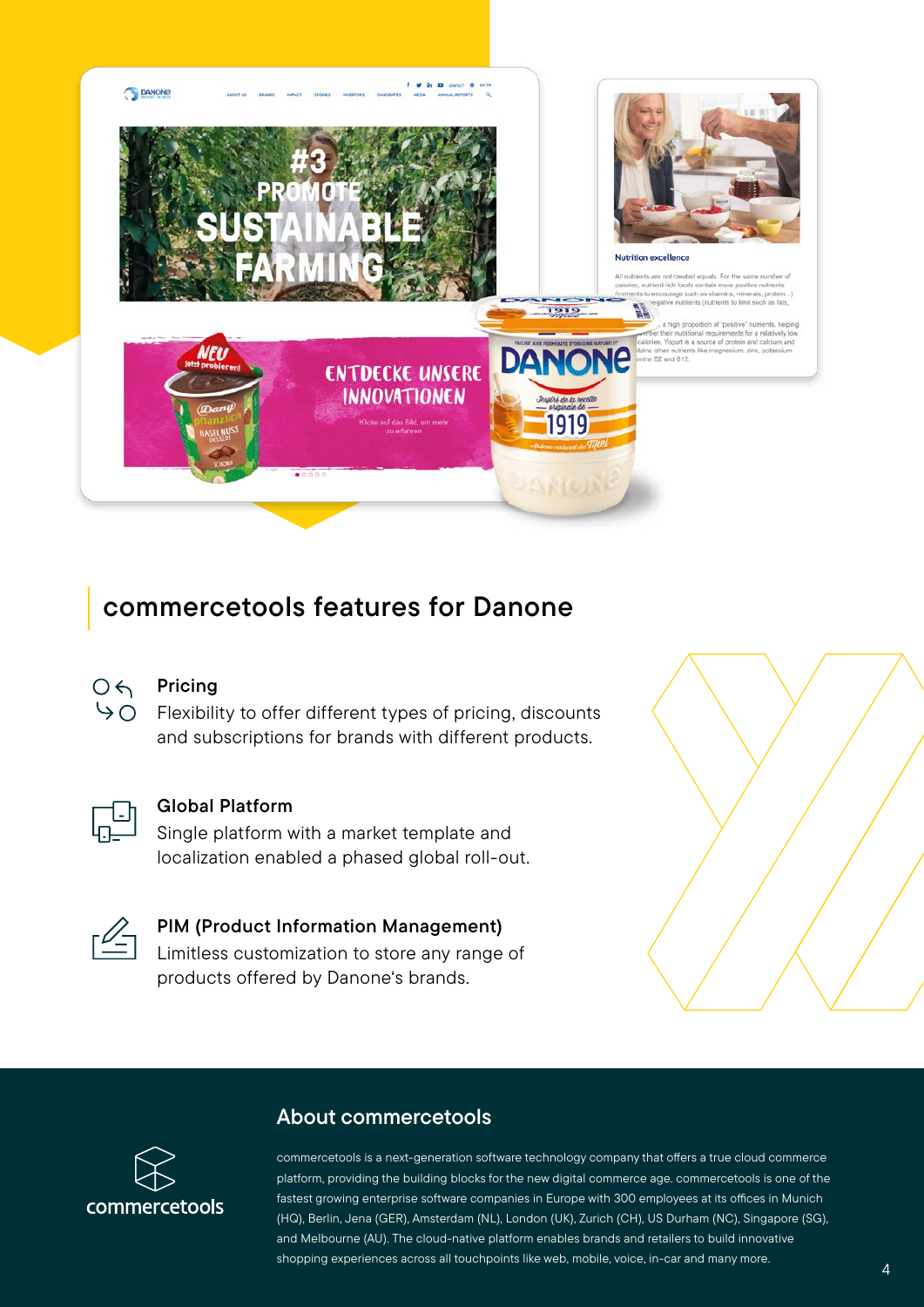## commercetools features for Danone

### Pricing

Flexibility to offer different types of pricing, discounts and subscriptions for brands with different products.

### Global Platform

Single platform with a market template and localization enabled a phased global roll-out.

### PIM (Product Information Management)

Limitless customization to store any range of products offered by Danone's brands.

## About commercetools

commercetools is a next-generation software technology company that offers a true cloud commerce platform, providing the building blocks for the new digital commerce age. commercetools is one of the fastest growing enterprise software companies in Europe with 300 employees at its offices in Munich (HQ), Berlin, Jena (GER), Amsterdam (NL), London (UK), Zurich (CH), US Durham (NC), Singapore (SG), and Melbourne (AU). The cloud-native platform enables brands and retailers to build innovative shopping experiences across all touchpoints like web, mobile, voice, in-car and many more.